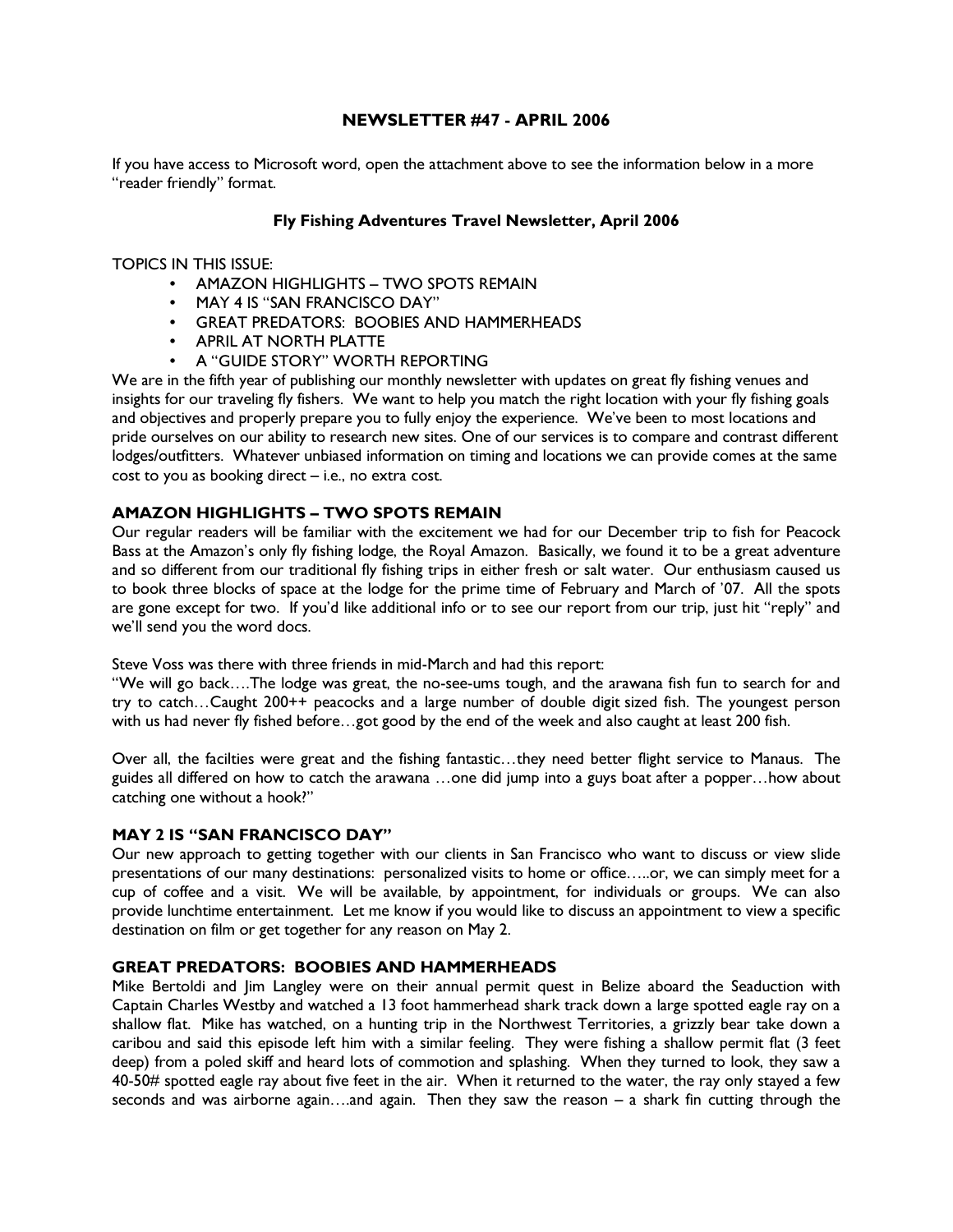## NEWSLETTER #47 - APRIL 2006

If you have access to Microsoft word, open the attachment above to see the information below in a more "reader friendly" format.

### Fly Fishing Adventures Travel Newsletter, April 2006

TOPICS IN THIS ISSUE:

- AMAZON HIGHLIGHTS – TWO SPOTS REMAIN
- MAY 4 IS "SAN FRANCISCO DAY"
- GREAT PREDATORS: BOOBIES AND HAMMERHEADS
- APRIL AT NORTH PLATTE
- A "GUIDE STORY" WORTH REPORTING

We are in the fifth year of publishing our monthly newsletter with updates on great fly fishing venues and insights for our traveling fly fishers. We want to help you match the right location with your fly fishing goals and objectives and properly prepare you to fully enjoy the experience. We've been to most locations and pride ourselves on our ability to research new sites. One of our services is to compare and contrast different lodges/outfitters. Whatever unbiased information on timing and locations we can provide comes at the same cost to you as booking direct – i.e., no extra cost.

### AMAZON HIGHLIGHTS – TWO SPOTS REMAIN

Our regular readers will be familiar with the excitement we had for our December trip to fish for Peacock Bass at the Amazon's only fly fishing lodge, the Royal Amazon. Basically, we found it to be a great adventure and so different from our traditional fly fishing trips in either fresh or salt water. Our enthusiasm caused us to book three blocks of space at the lodge for the prime time of February and March of '07. All the spots are gone except for two. If you'd like additional info or to see our report from our trip, just hit "reply" and we'll send you the word docs.

Steve Voss was there with three friends in mid-March and had this report:

"We will go back….The lodge was great, the no-see-ums tough, and the arawana fish fun to search for and try to catch…Caught 200++ peacocks and a large number of double digit sized fish. The youngest person with us had never fly fished before…got good by the end of the week and also caught at least 200 fish.

Over all, the facilties were great and the fishing fantastic…they need better flight service to Manaus. The guides all differed on how to catch the arawana …one did jump into a guys boat after a popper…how about catching one without a hook?"

### MAY 2 IS "SAN FRANCISCO DAY"

Our new approach to getting together with our clients in San Francisco who want to discuss or view slide presentations of our many destinations: personalized visits to home or office…..or, we can simply meet for a cup of coffee and a visit. We will be available, by appointment, for individuals or groups. We can also provide lunchtime entertainment. Let me know if you would like to discuss an appointment to view a specific destination on film or get together for any reason on May 2.

### GREAT PREDATORS: BOOBIES AND HAMMERHEADS

Mike Bertoldi and Jim Langley were on their annual permit quest in Belize aboard the Seaduction with Captain Charles Westby and watched a 13 foot hammerhead shark track down a large spotted eagle ray on a shallow flat. Mike has watched, on a hunting trip in the Northwest Territories, a grizzly bear take down a caribou and said this episode left him with a similar feeling. They were fishing a shallow permit flat (3 feet deep) from a poled skiff and heard lots of commotion and splashing. When they turned to look, they saw a 40-50# spotted eagle ray about five feet in the air. When it returned to the water, the ray only stayed a few seconds and was airborne again….and again. Then they saw the reason – a shark fin cutting through the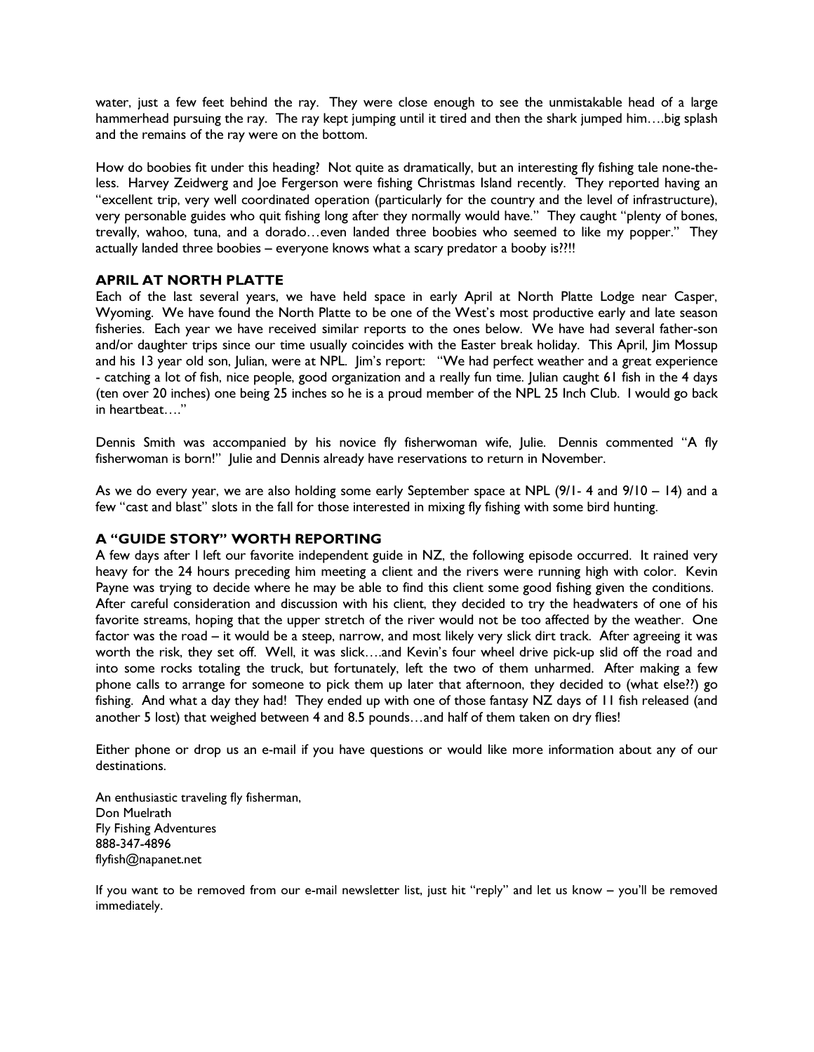water, just a few feet behind the ray. They were close enough to see the unmistakable head of a large hammerhead pursuing the ray. The ray kept jumping until it tired and then the shark jumped him….big splash and the remains of the ray were on the bottom.

How do boobies fit under this heading? Not quite as dramatically, but an interesting fly fishing tale none-the-less. Harvey Zeidwerg and Joe Fergerson were fishing Christmas Island recently. They reported having an "excellent trip, very well coordinated operation (particularly for the country and the level of infrastructure), very personable guides who quit fishing long after they normally would have." They caught "plenty of bones, trevally, wahoo, tuna, and a dorado…even landed three boobies who seemed to like my popper." They actually landed three boobies – everyone knows what a scary predator a booby is??!!

## APRIL AT NORTH PLATTE

Each of the last several years, we have held space in early April at North Platte Lodge near Casper, Wyoming. We have found the North Platte to be one of the West's most productive early and late season fisheries. Each year we have received similar reports to the ones below. We have had several father-son and/or daughter trips since our time usually coincides with the Easter break holiday. This April, Jim Mossup and his 13 year old son, Julian, were at NPL. Jim's report: "We had perfect weather and a great experience - catching a lot of fish, nice people, good organization and a really fun time. Julian caught 61 fish in the 4 days (ten over 20 inches) one being 25 inches so he is a proud member of the NPL 25 Inch Club. I would go back in heartbeat…."

Dennis Smith was accompanied by his novice fly fisherwoman wife, Julie. Dennis commented "A fly fisherwoman is born!" Julie and Dennis already have reservations to return in November.

As we do every year, we are also holding some early September space at NPL (9/1- 4 and 9/10 – 14) and a few "cast and blast" slots in the fall for those interested in mixing fly fishing with some bird hunting.

## A "GUIDE STORY" WORTH REPORTING

A few days after I left our favorite independent guide in NZ, the following episode occurred. It rained very heavy for the 24 hours preceding him meeting a client and the rivers were running high with color. Kevin Payne was trying to decide where he may be able to find this client some good fishing given the conditions. After careful consideration and discussion with his client, they decided to try the headwaters of one of his favorite streams, hoping that the upper stretch of the river would not be too affected by the weather. One factor was the road – it would be a steep, narrow, and most likely very slick dirt track. After agreeing it was worth the risk, they set off. Well, it was slick….and Kevin's four wheel drive pick-up slid off the road and into some rocks totaling the truck, but fortunately, left the two of them unharmed. After making a few phone calls to arrange for someone to pick them up later that afternoon, they decided to (what else??) go fishing. And what a day they had! They ended up with one of those fantasy NZ days of 11 fish released (and another 5 lost) that weighed between 4 and 8.5 pounds…and half of them taken on dry flies!

Either phone or drop us an e-mail if you have questions or would like more information about any of our destinations.

An enthusiastic traveling fly fisherman,
Don Muelrath
Fly Fishing Adventures
888-347-4896
flyfish@napanet.net

If you want to be removed from our e-mail newsletter list, just hit "reply" and let us know – you'll be removed immediately.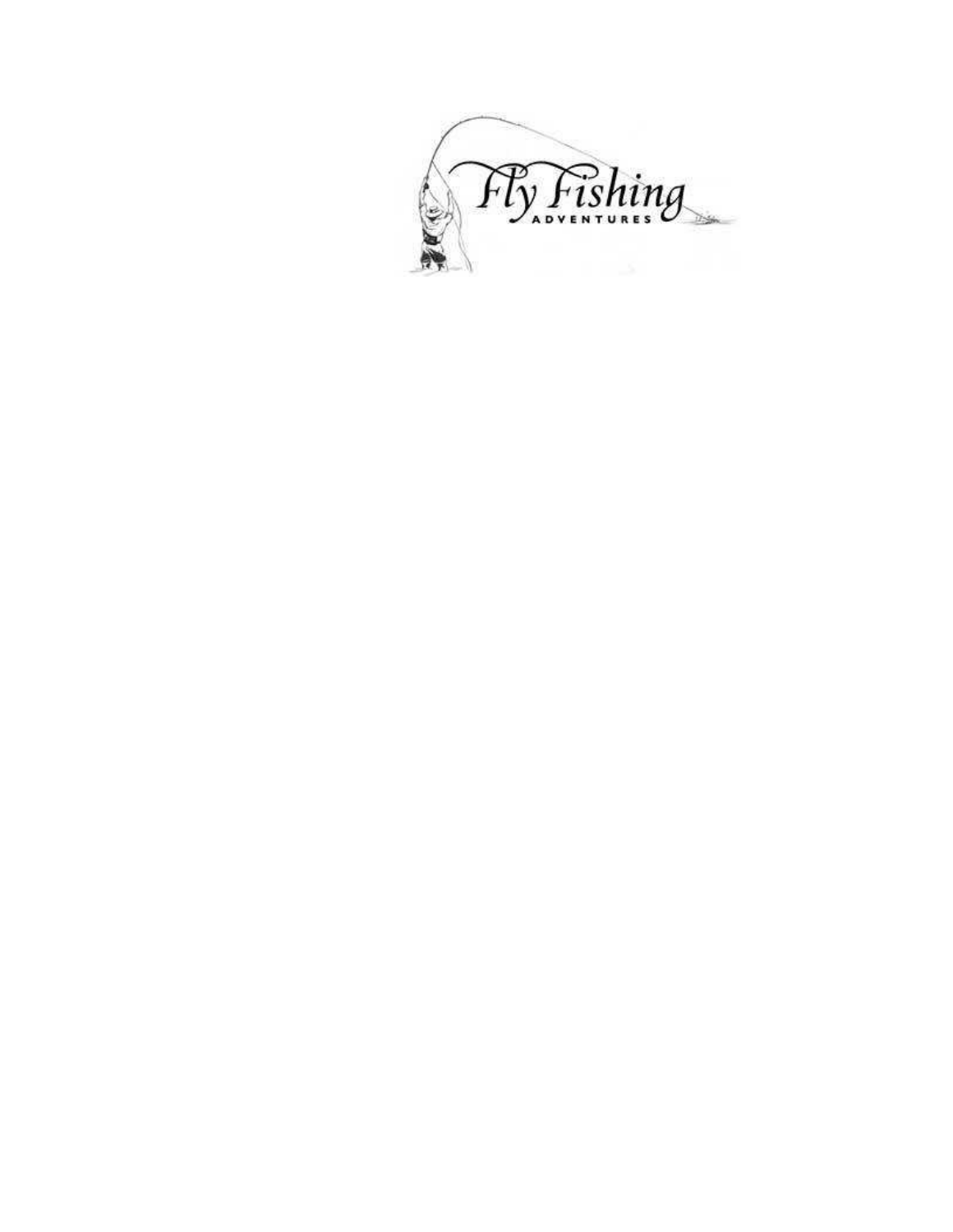Fly Fishing
ADVENTURES